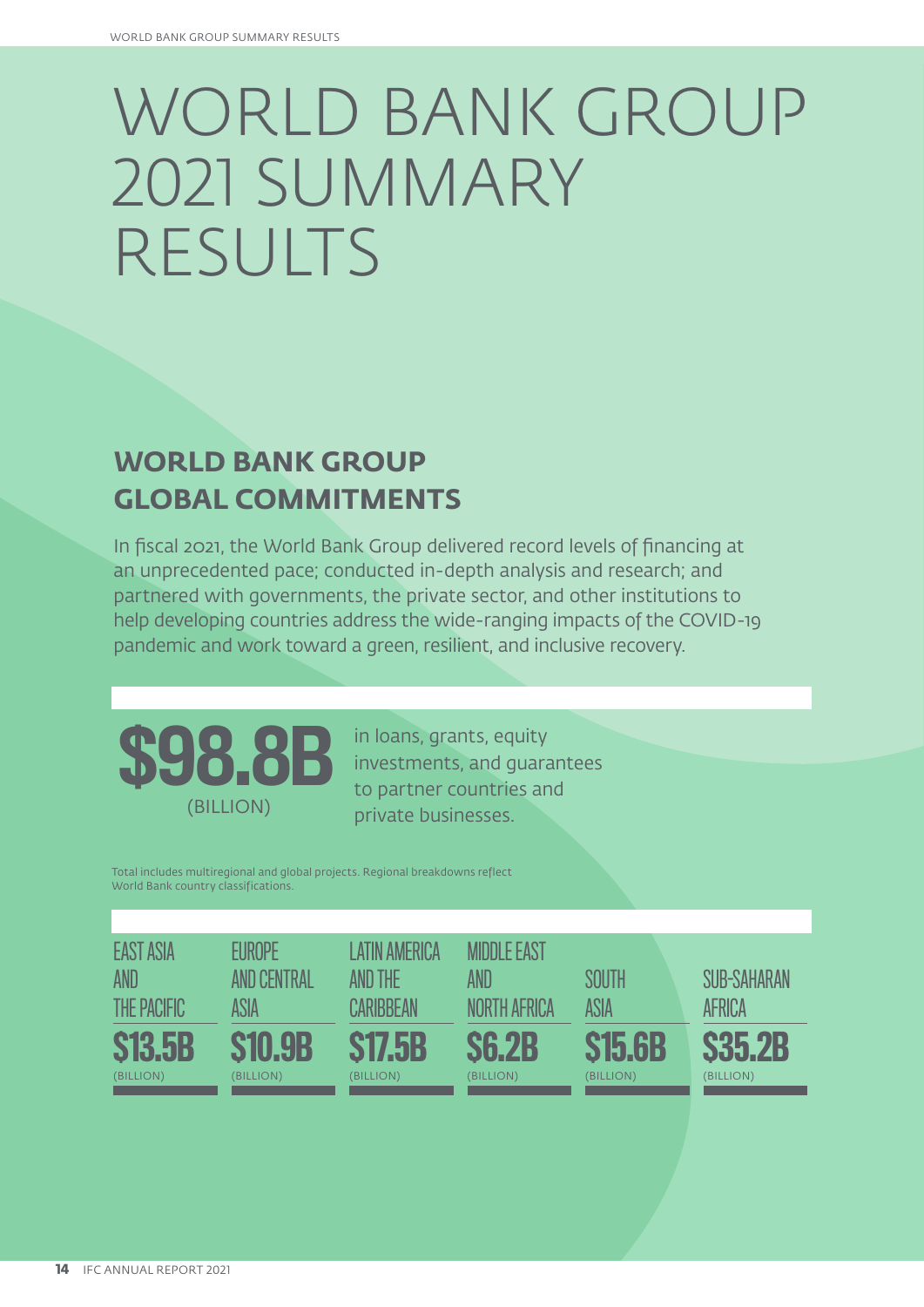# WORLD BANK GROUP 2021 SUMMARY RESULTS

## WORLD BANK GROUP GLOBAL COMMITMENTS

In fiscal 2021, the World Bank Group delivered record levels of financing at an unprecedented pace; conducted in-depth analysis and research; and partnered with governments, the private sector, and other institutions to help developing countries address the wide-ranging impacts of the COVID-19 pandemic and work toward a green, resilient, and inclusive recovery.

**$98.8B** (BILLION)

in loans, grants, equity investments, and guarantees to partner countries and private businesses.

Total includes multiregional and global projects. Regional breakdowns reflect World Bank country classifications.

| EAST ASIA AND THE PACIFIC | EUROPE AND CENTRAL ASIA | LATIN AMERICA AND THE CARIBBEAN | MIDDLE EAST AND NORTH AFRICA | SOUTH ASIA | SUB-SAHARAN AFRICA |
|---|---|---|---|---|---|
| $13.5B (BILLION) | $10.9B (BILLION) | $17.5B (BILLION) | $6.2B (BILLION) | $15.6B (BILLION) | $35.2B (BILLION) |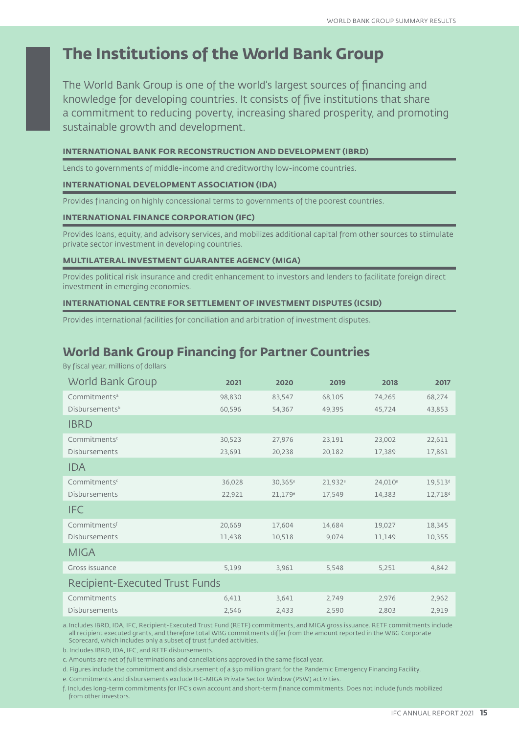# The Institutions of the World Bank Group

The World Bank Group is one of the world's largest sources of financing and knowledge for developing countries. It consists of five institutions that share a commitment to reducing poverty, increasing shared prosperity, and promoting sustainable growth and development.

**INTERNATIONAL BANK FOR RECONSTRUCTION AND DEVELOPMENT (IBRD)**

Lends to governments of middle-income and creditworthy low-income countries.

**INTERNATIONAL DEVELOPMENT ASSOCIATION (IDA)**

Provides financing on highly concessional terms to governments of the poorest countries.

**INTERNATIONAL FINANCE CORPORATION (IFC)**

Provides loans, equity, and advisory services, and mobilizes additional capital from other sources to stimulate private sector investment in developing countries.

**MULTILATERAL INVESTMENT GUARANTEE AGENCY (MIGA)**

Provides political risk insurance and credit enhancement to investors and lenders to facilitate foreign direct investment in emerging economies.

**INTERNATIONAL CENTRE FOR SETTLEMENT OF INVESTMENT DISPUTES (ICSID)**

Provides international facilities for conciliation and arbitration of investment disputes.

## World Bank Group Financing for Partner Countries

By fiscal year, millions of dollars

| World Bank Group | 2021 | 2020 | 2019 | 2018 | 2017 |
|---|---|---|---|---|---|
| Commitments[a] | 98,830 | 83,547 | 68,105 | 74,265 | 68,274 |
| Disbursements[b] | 60,596 | 54,367 | 49,395 | 45,724 | 43,853 |
| **IBRD** | | | | | |
| Commitments[c] | 30,523 | 27,976 | 23,191 | 23,002 | 22,611 |
| Disbursements | 23,691 | 20,238 | 20,182 | 17,389 | 17,861 |
| **IDA** | | | | | |
| Commitments[c] | 36,028 | 30,365[e] | 21,932[e] | 24,010[e] | 19,513[d] |
| Disbursements | 22,921 | 21,179[e] | 17,549 | 14,383 | 12,718[d] |
| **IFC** | | | | | |
| Commitments[f] | 20,669 | 17,604 | 14,684 | 19,027 | 18,345 |
| Disbursements | 11,438 | 10,518 | 9,074 | 11,149 | 10,355 |
| **MIGA** | | | | | |
| Gross issuance | 5,199 | 3,961 | 5,548 | 5,251 | 4,842 |
| **Recipient-Executed Trust Funds** | | | | | |
| Commitments | 6,411 | 3,641 | 2,749 | 2,976 | 2,962 |
| Disbursements | 2,546 | 2,433 | 2,590 | 2,803 | 2,919 |

a. Includes IBRD, IDA, IFC, Recipient-Executed Trust Fund (RETF) commitments, and MIGA gross issuance. RETF commitments include all recipient executed grants, and therefore total WBG commitments differ from the amount reported in the WBG Corporate Scorecard, which includes only a subset of trust funded activities.

b. Includes IBRD, IDA, IFC, and RETF disbursements.

c. Amounts are net of full terminations and cancellations approved in the same fiscal year.

d. Figures include the commitment and disbursement of a $50 million grant for the Pandemic Emergency Financing Facility.

e. Commitments and disbursements exclude IFC-MIGA Private Sector Window (PSW) activities.

f. Includes long-term commitments for IFC's own account and short-term finance commitments. Does not include funds mobilized from other investors.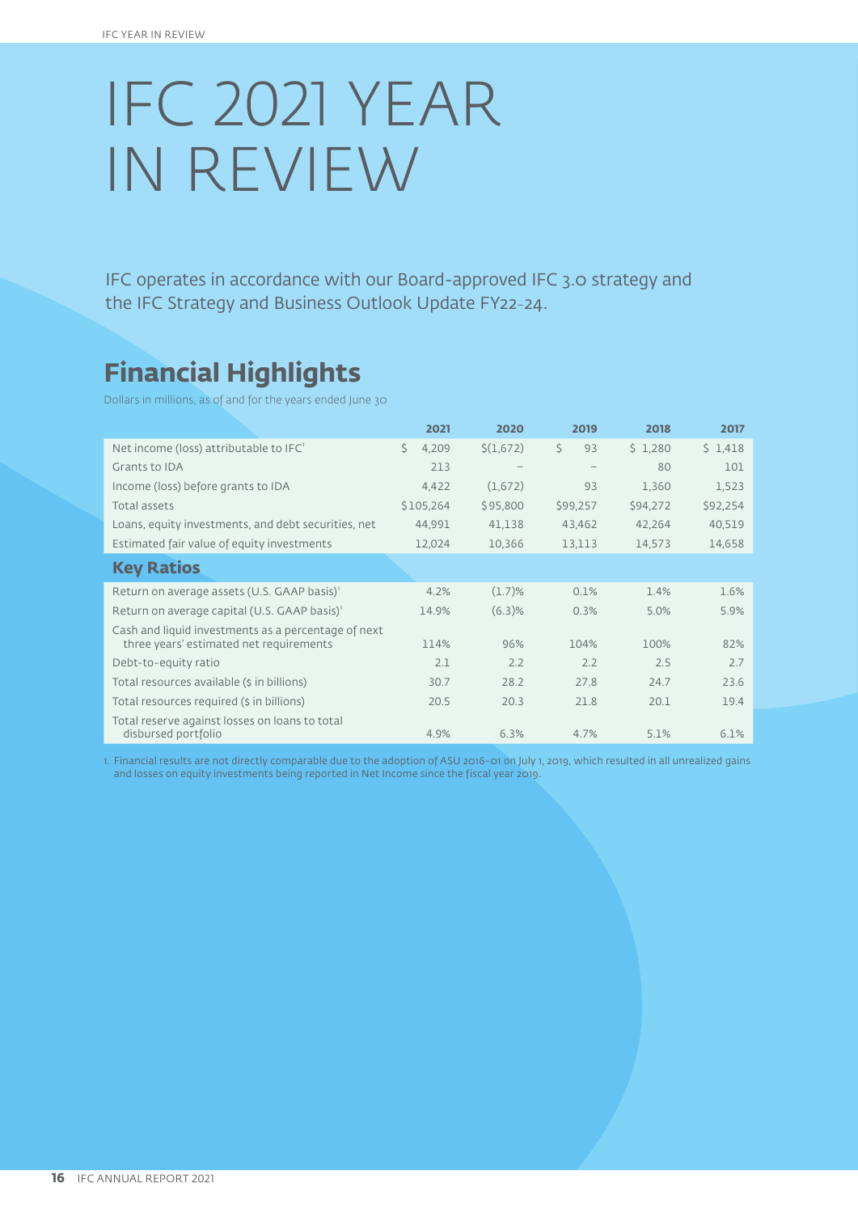# IFC 2021 YEAR IN REVIEW

IFC operates in accordance with our Board-approved IFC 3.0 strategy and the IFC Strategy and Business Outlook Update FY22-24.

## Financial Highlights

Dollars in millions, as of and for the years ended June 30

| | 2021 | 2020 | 2019 | 2018 | 2017 |
|---|---|---|---|---|---|
| Net income (loss) attributable to IFC[1] | $ 4,209 | $(1,672) | $ 93 | $ 1,280 | $ 1,418 |
| Grants to IDA | 213 | – | – | 80 | 101 |
| Income (loss) before grants to IDA | 4,422 | (1,672) | 93 | 1,360 | 1,523 |
| Total assets | $105,264 | $95,800 | $99,257 | $94,272 | $92,254 |
| Loans, equity investments, and debt securities, net | 44,991 | 41,138 | 43,462 | 42,264 | 40,519 |
| Estimated fair value of equity investments | 12,024 | 10,366 | 13,113 | 14,573 | 14,658 |
| **Key Ratios** | | | | | |
| Return on average assets (U.S. GAAP basis)[1] | 4.2% | (1.7)% | 0.1% | 1.4% | 1.6% |
| Return on average capital (U.S. GAAP basis)[1] | 14.9% | (6.3)% | 0.3% | 5.0% | 5.9% |
| Cash and liquid investments as a percentage of next three years' estimated net requirements | 114% | 96% | 104% | 100% | 82% |
| Debt-to-equity ratio | 2.1 | 2.2 | 2.2 | 2.5 | 2.7 |
| Total resources available ($ in billions) | 30.7 | 28.2 | 27.8 | 24.7 | 23.6 |
| Total resources required ($ in billions) | 20.5 | 20.3 | 21.8 | 20.1 | 19.4 |
| Total reserve against losses on loans to total disbursed portfolio | 4.9% | 6.3% | 4.7% | 5.1% | 6.1% |

1. Financial results are not directly comparable due to the adoption of ASU 2016-01 on July 1, 2019, which resulted in all unrealized gains and losses on equity investments being reported in Net Income since the fiscal year 2019.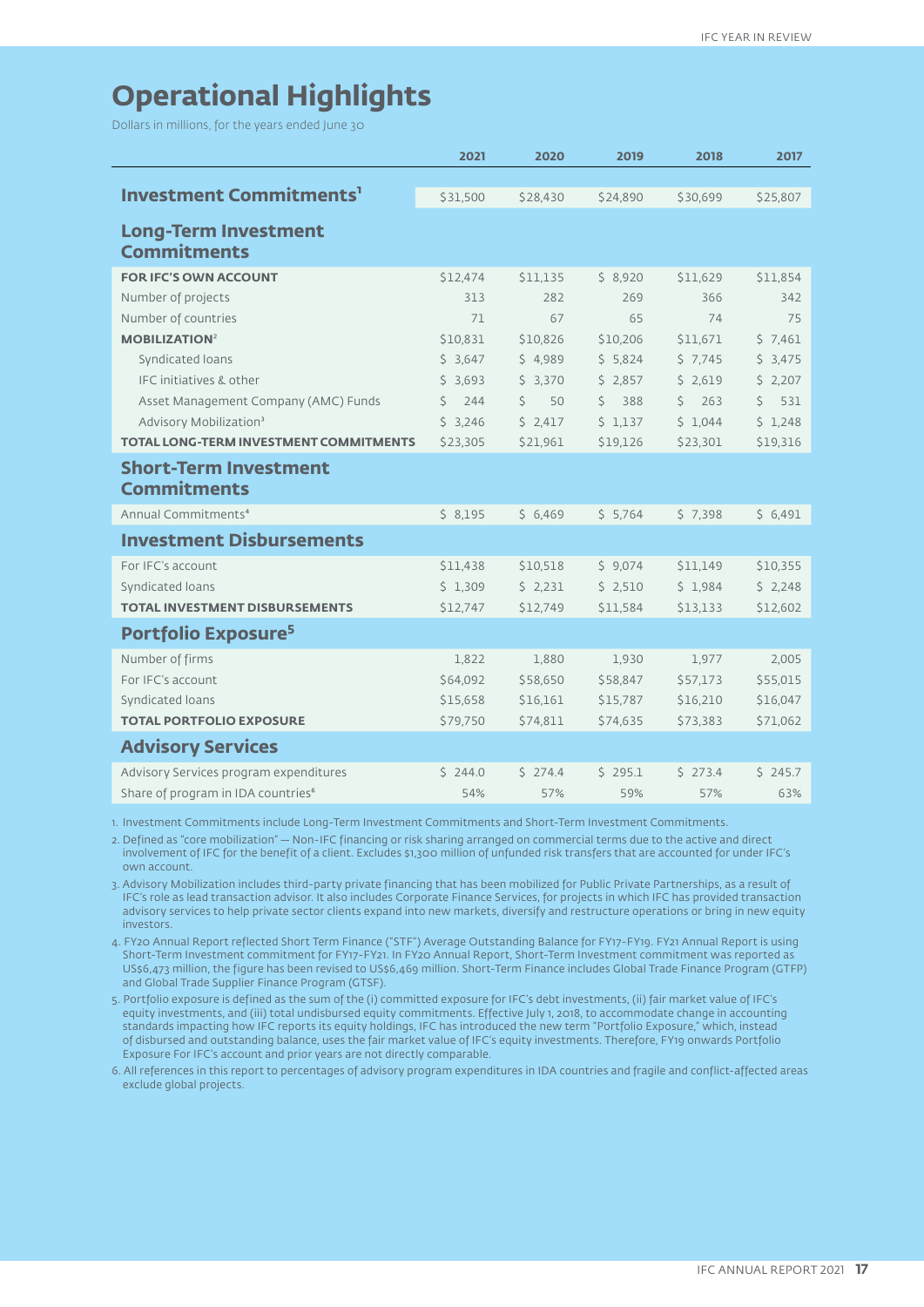# Operational Highlights

Dollars in millions, for the years ended June 30

| | 2021 | 2020 | 2019 | 2018 | 2017 |
|---|---|---|---|---|---|
| **Investment Commitments**[1] | $31,500 | $28,430 | $24,890 | $30,699 | $25,807 |
| **Long-Term Investment Commitments** | | | | | |
| **FOR IFC'S OWN ACCOUNT** | $12,474 | $11,135 | $ 8,920 | $11,629 | $11,854 |
| Number of projects | 313 | 282 | 269 | 366 | 342 |
| Number of countries | 71 | 67 | 65 | 74 | 75 |
| **MOBILIZATION**[2] | $10,831 | $10,826 | $10,206 | $11,671 | $ 7,461 |
| Syndicated loans | $ 3,647 | $ 4,989 | $ 5,824 | $ 7,745 | $ 3,475 |
| IFC initiatives & other | $ 3,693 | $ 3,370 | $ 2,857 | $ 2,619 | $ 2,207 |
| Asset Management Company (AMC) Funds | $ 244 | $ 50 | $ 388 | $ 263 | $ 531 |
| Advisory Mobilization[3] | $ 3,246 | $ 2,417 | $ 1,137 | $ 1,044 | $ 1,248 |
| **TOTAL LONG-TERM INVESTMENT COMMITMENTS** | $23,305 | $21,961 | $19,126 | $23,301 | $19,316 |
| **Short-Term Investment Commitments** | | | | | |
| Annual Commitments[4] | $ 8,195 | $ 6,469 | $ 5,764 | $ 7,398 | $ 6,491 |
| **Investment Disbursements** | | | | | |
| For IFC's account | $11,438 | $10,518 | $ 9,074 | $11,149 | $10,355 |
| Syndicated loans | $ 1,309 | $ 2,231 | $ 2,510 | $ 1,984 | $ 2,248 |
| **TOTAL INVESTMENT DISBURSEMENTS** | $12,747 | $12,749 | $11,584 | $13,133 | $12,602 |
| **Portfolio Exposure**[5] | | | | | |
| Number of firms | 1,822 | 1,880 | 1,930 | 1,977 | 2,005 |
| For IFC's account | $64,092 | $58,650 | $58,847 | $57,173 | $55,015 |
| Syndicated loans | $15,658 | $16,161 | $15,787 | $16,210 | $16,047 |
| **TOTAL PORTFOLIO EXPOSURE** | $79,750 | $74,811 | $74,635 | $73,383 | $71,062 |
| **Advisory Services** | | | | | |
| Advisory Services program expenditures | $ 244.0 | $ 274.4 | $ 295.1 | $ 273.4 | $ 245.7 |
| Share of program in IDA countries[6] | 54% | 57% | 59% | 57% | 63% |

1. Investment Commitments include Long-Term Investment Commitments and Short-Term Investment Commitments.
2. Defined as "core mobilization" — Non-IFC financing or risk sharing arranged on commercial terms due to the active and direct involvement of IFC for the benefit of a client. Excludes $1,300 million of unfunded risk transfers that are accounted for under IFC's own account.
3. Advisory Mobilization includes third-party private financing that has been mobilized for Public Private Partnerships, as a result of IFC's role as lead transaction advisor. It also includes Corporate Finance Services, for projects in which IFC has provided transaction advisory services to help private sector clients expand into new markets, diversify and restructure operations or bring in new equity investors.
4. FY20 Annual Report reflected Short Term Finance ("STF") Average Outstanding Balance for FY17-FY19. FY21 Annual Report is using Short-Term Investment commitment for FY17-FY21. In FY20 Annual Report, Short-Term Investment commitment was reported as US$6,473 million, the figure has been revised to US$6,469 million. Short-Term Finance includes Global Trade Finance Program (GTFP) and Global Trade Supplier Finance Program (GTSF).
5. Portfolio exposure is defined as the sum of the (i) committed exposure for IFC's debt investments, (ii) fair market value of IFC's equity investments, and (iii) total undisbursed equity commitments. Effective July 1, 2018, to accommodate change in accounting standards impacting how IFC reports its equity holdings, IFC has introduced the new term "Portfolio Exposure," which, instead of disbursed and outstanding balance, uses the fair market value of IFC's equity investments. Therefore, FY19 onwards Portfolio Exposure For IFC's account and prior years are not directly comparable.
6. All references in this report to percentages of advisory program expenditures in IDA countries and fragile and conflict-affected areas exclude global projects.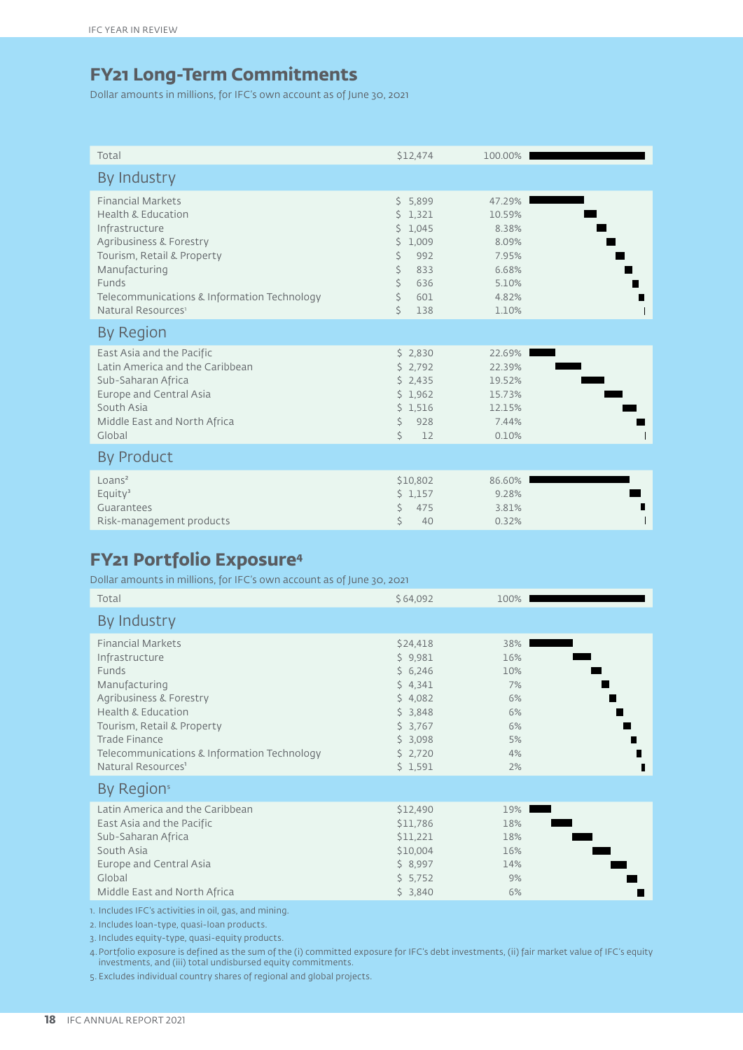## FY21 Long-Term Commitments

Dollar amounts in millions, for IFC's own account as of June 30, 2021

| | | |
|---|---|---|
| Total | $12,474 | 100.00% |
| **By Industry** | | |
| Financial Markets | $ 5,899 | 47.29% |
| Health & Education | $ 1,321 | 10.59% |
| Infrastructure | $ 1,045 | 8.38% |
| Agribusiness & Forestry | $ 1,009 | 8.09% |
| Tourism, Retail & Property | $ 992 | 7.95% |
| Manufacturing | $ 833 | 6.68% |
| Funds | $ 636 | 5.10% |
| Telecommunications & Information Technology | $ 601 | 4.82% |
| Natural Resources[1] | $ 138 | 1.10% |
| **By Region** | | |
| East Asia and the Pacific | $ 2,830 | 22.69% |
| Latin America and the Caribbean | $ 2,792 | 22.39% |
| Sub-Saharan Africa | $ 2,435 | 19.52% |
| Europe and Central Asia | $ 1,962 | 15.73% |
| South Asia | $ 1,516 | 12.15% |
| Middle East and North Africa | $ 928 | 7.44% |
| Global | $ 12 | 0.10% |
| **By Product** | | |
| Loans[2] | $10,802 | 86.60% |
| Equity[3] | $ 1,157 | 9.28% |
| Guarantees | $ 475 | 3.81% |
| Risk-management products | $ 40 | 0.32% |

## FY21 Portfolio Exposure[4]

Dollar amounts in millions, for IFC's own account as of June 30, 2021

| | | |
|---|---|---|
| Total | $64,092 | 100% |
| **By Industry** | | |
| Financial Markets | $24,418 | 38% |
| Infrastructure | $ 9,981 | 16% |
| Funds | $ 6,246 | 10% |
| Manufacturing | $ 4,341 | 7% |
| Agribusiness & Forestry | $ 4,082 | 6% |
| Health & Education | $ 3,848 | 6% |
| Tourism, Retail & Property | $ 3,767 | 6% |
| Trade Finance | $ 3,098 | 5% |
| Telecommunications & Information Technology | $ 2,720 | 4% |
| Natural Resources[1] | $ 1,591 | 2% |
| **By Region[5]** | | |
| Latin America and the Caribbean | $12,490 | 19% |
| East Asia and the Pacific | $11,786 | 18% |
| Sub-Saharan Africa | $11,221 | 18% |
| South Asia | $10,004 | 16% |
| Europe and Central Asia | $ 8,997 | 14% |
| Global | $ 5,752 | 9% |
| Middle East and North Africa | $ 3,840 | 6% |

1. Includes IFC's activities in oil, gas, and mining.
2. Includes loan-type, quasi-loan products.
3. Includes equity-type, quasi-equity products.
4. Portfolio exposure is defined as the sum of the (i) committed exposure for IFC's debt investments, (ii) fair market value of IFC's equity investments, and (iii) total undisbursed equity commitments.
5. Excludes individual country shares of regional and global projects.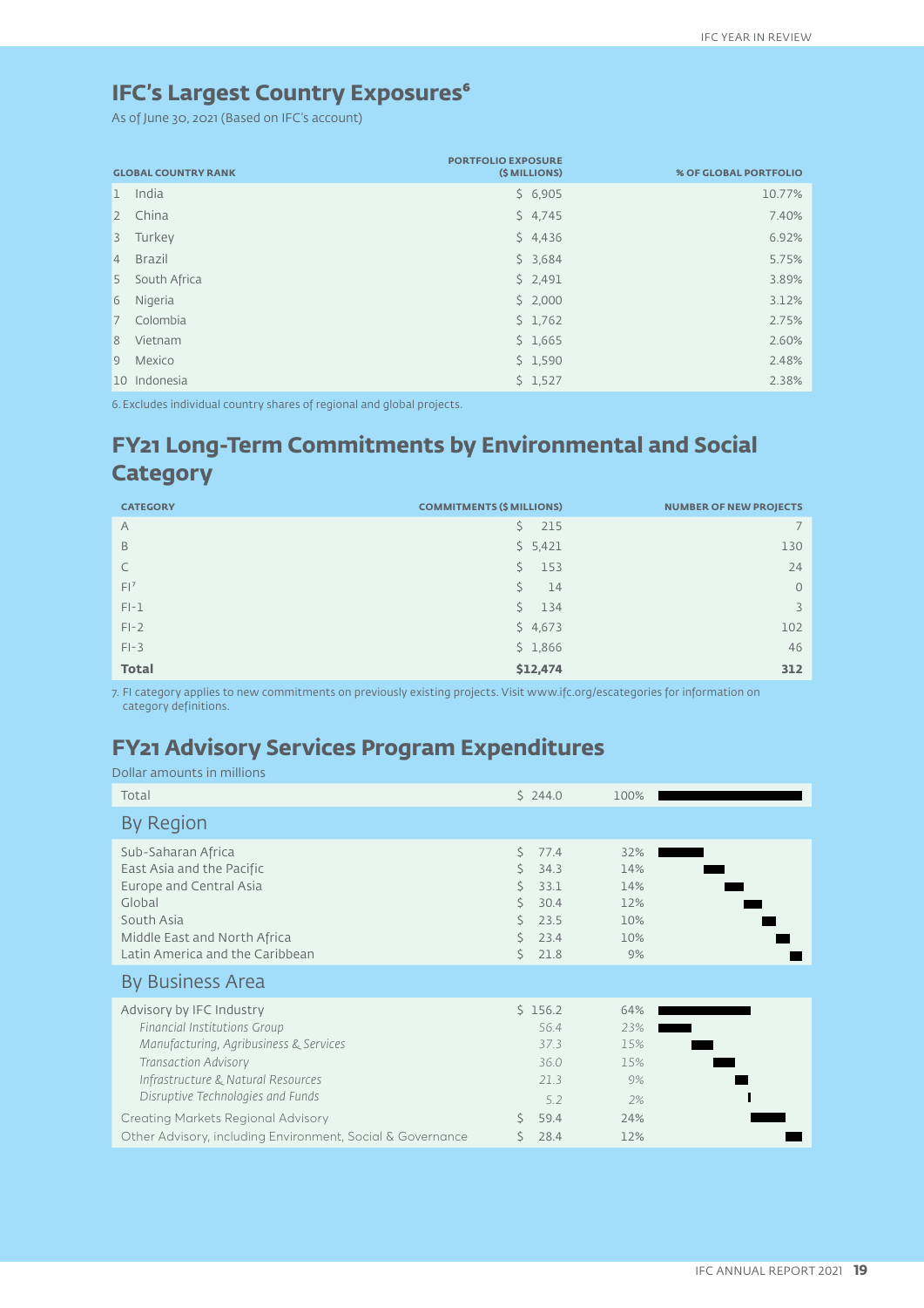## IFC's Largest Country Exposures[6]

As of June 30, 2021 (Based on IFC's account)

| GLOBAL COUNTRY RANK | | PORTFOLIO EXPOSURE ($ MILLIONS) | % OF GLOBAL PORTFOLIO |
|---|---|---|---|
| 1 | India | $ 6,905 | 10.77% |
| 2 | China | $ 4,745 | 7.40% |
| 3 | Turkey | $ 4,436 | 6.92% |
| 4 | Brazil | $ 3,684 | 5.75% |
| 5 | South Africa | $ 2,491 | 3.89% |
| 6 | Nigeria | $ 2,000 | 3.12% |
| 7 | Colombia | $ 1,762 | 2.75% |
| 8 | Vietnam | $ 1,665 | 2.60% |
| 9 | Mexico | $ 1,590 | 2.48% |
| 10 | Indonesia | $ 1,527 | 2.38% |

6. Excludes individual country shares of regional and global projects.

## FY21 Long-Term Commitments by Environmental and Social Category

| CATEGORY | COMMITMENTS ($ MILLIONS) | NUMBER OF NEW PROJECTS |
|---|---|---|
| A | $ 215 | 7 |
| B | $ 5,421 | 130 |
| C | $ 153 | 24 |
| FI[7] | $ 14 | 0 |
| FI-1 | $ 134 | 3 |
| FI-2 | $ 4,673 | 102 |
| FI-3 | $ 1,866 | 46 |
| **Total** | **$12,474** | **312** |

7. FI category applies to new commitments on previously existing projects. Visit www.ifc.org/escategories for information on category definitions.

## FY21 Advisory Services Program Expenditures

Dollar amounts in millions

| | | |
|---|---|---|
| Total | $ 244.0 | 100% |
| **By Region** | | |
| Sub-Saharan Africa | $ 77.4 | 32% |
| East Asia and the Pacific | $ 34.3 | 14% |
| Europe and Central Asia | $ 33.1 | 14% |
| Global | $ 30.4 | 12% |
| South Asia | $ 23.5 | 10% |
| Middle East and North Africa | $ 23.4 | 10% |
| Latin America and the Caribbean | $ 21.8 | 9% |
| **By Business Area** | | |
| Advisory by IFC Industry | $ 156.2 | 64% |
| *Financial Institutions Group* | *56.4* | *23%* |
| *Manufacturing, Agribusiness & Services* | *37.3* | *15%* |
| *Transaction Advisory* | *36.0* | *15%* |
| *Infrastructure & Natural Resources* | *21.3* | *9%* |
| *Disruptive Technologies and Funds* | *5.2* | *2%* |
| Creating Markets Regional Advisory | $ 59.4 | 24% |
| Other Advisory, including Environment, Social & Governance | $ 28.4 | 12% |